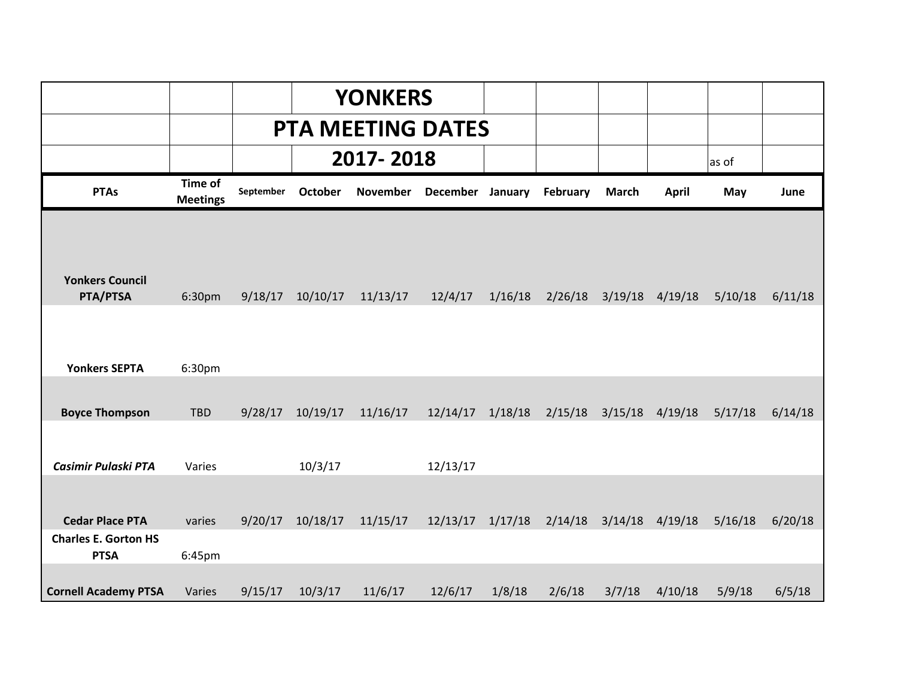# YONKERS

## PTA MEETING DATES

## 2017- 2018

as of

| PTAs | Time of Meetings | September | October | November | December | January | February | March | April | May | June |
|---|---|---|---|---|---|---|---|---|---|---|---|
| **Yonkers Council PTA/PTSA** | 6:30pm | 9/18/17 | 10/10/17 | 11/13/17 | 12/4/17 | 1/16/18 | 2/26/18 | 3/19/18 | 4/19/18 | 5/10/18 | 6/11/18 |
| **Yonkers SEPTA** | 6:30pm | | | | | | | | | | |
| **Boyce Thompson** | TBD | 9/28/17 | 10/19/17 | 11/16/17 | 12/14/17 | 1/18/18 | 2/15/18 | 3/15/18 | 4/19/18 | 5/17/18 | 6/14/18 |
| ***Casimir Pulaski PTA*** | Varies | | 10/3/17 | | 12/13/17 | | | | | | |
| **Cedar Place PTA** | varies | 9/20/17 | 10/18/17 | 11/15/17 | 12/13/17 | 1/17/18 | 2/14/18 | 3/14/18 | 4/19/18 | 5/16/18 | 6/20/18 |
| **Charles E. Gorton HS PTSA** | 6:45pm | | | | | | | | | | |
| **Cornell Academy PTSA** | Varies | 9/15/17 | 10/3/17 | 11/6/17 | 12/6/17 | 1/8/18 | 2/6/18 | 3/7/18 | 4/10/18 | 5/9/18 | 6/5/18 |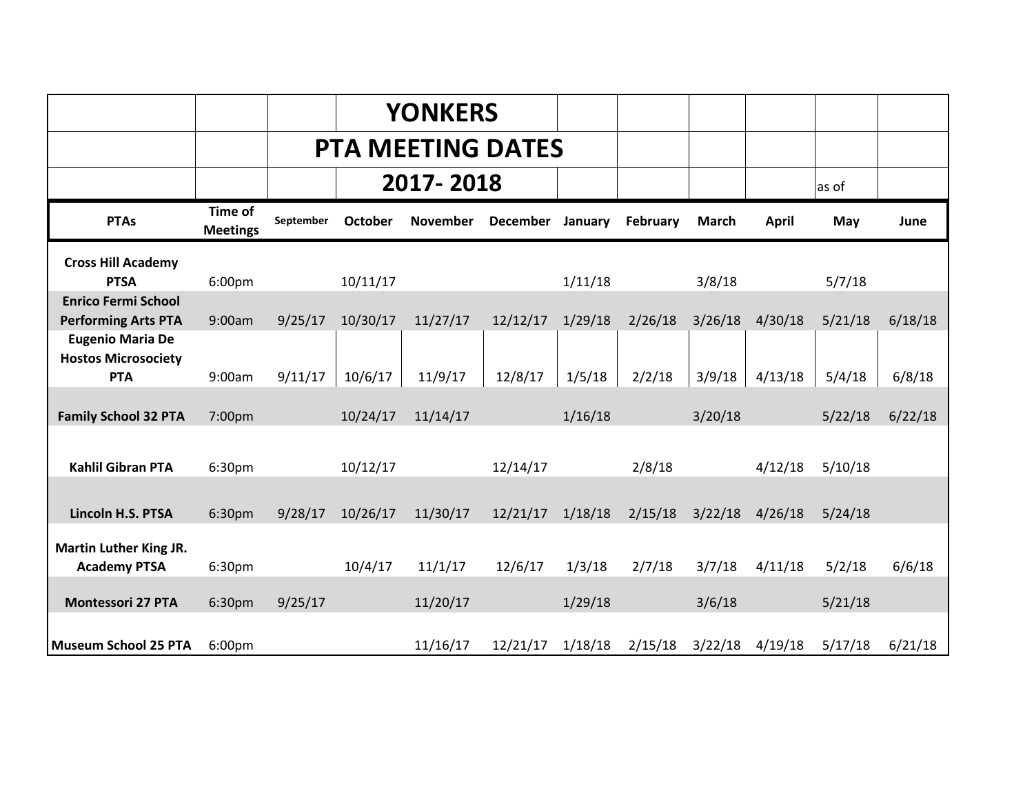# YONKERS

## PTA MEETING DATES

## 2017- 2018

as of

| PTAs | Time of Meetings | September | October | November | December | January | February | March | April | May | June |
|---|---|---|---|---|---|---|---|---|---|---|---|
| **Cross Hill Academy PTSA** | 6:00pm | | 10/11/17 | | | 1/11/18 | | 3/8/18 | | 5/7/18 | |
| **Enrico Fermi School Performing Arts PTA** | 9:00am | 9/25/17 | 10/30/17 | 11/27/17 | 12/12/17 | 1/29/18 | 2/26/18 | 3/26/18 | 4/30/18 | 5/21/18 | 6/18/18 |
| **Eugenio Maria De Hostos Microsociety PTA** | 9:00am | 9/11/17 | 10/6/17 | 11/9/17 | 12/8/17 | 1/5/18 | 2/2/18 | 3/9/18 | 4/13/18 | 5/4/18 | 6/8/18 |
| **Family School 32 PTA** | 7:00pm | | 10/24/17 | 11/14/17 | | 1/16/18 | | 3/20/18 | | 5/22/18 | 6/22/18 |
| **Kahlil Gibran PTA** | 6:30pm | | 10/12/17 | | 12/14/17 | | 2/8/18 | | 4/12/18 | 5/10/18 | |
| **Lincoln H.S. PTSA** | 6:30pm | 9/28/17 | 10/26/17 | 11/30/17 | 12/21/17 | 1/18/18 | 2/15/18 | 3/22/18 | 4/26/18 | 5/24/18 | |
| **Martin Luther King JR. Academy PTSA** | 6:30pm | | 10/4/17 | 11/1/17 | 12/6/17 | 1/3/18 | 2/7/18 | 3/7/18 | 4/11/18 | 5/2/18 | 6/6/18 |
| **Montessori 27 PTA** | 6:30pm | 9/25/17 | | 11/20/17 | | 1/29/18 | | 3/6/18 | | 5/21/18 | |
| **Museum School 25 PTA** | 6:00pm | | | 11/16/17 | 12/21/17 | 1/18/18 | 2/15/18 | 3/22/18 | 4/19/18 | 5/17/18 | 6/21/18 |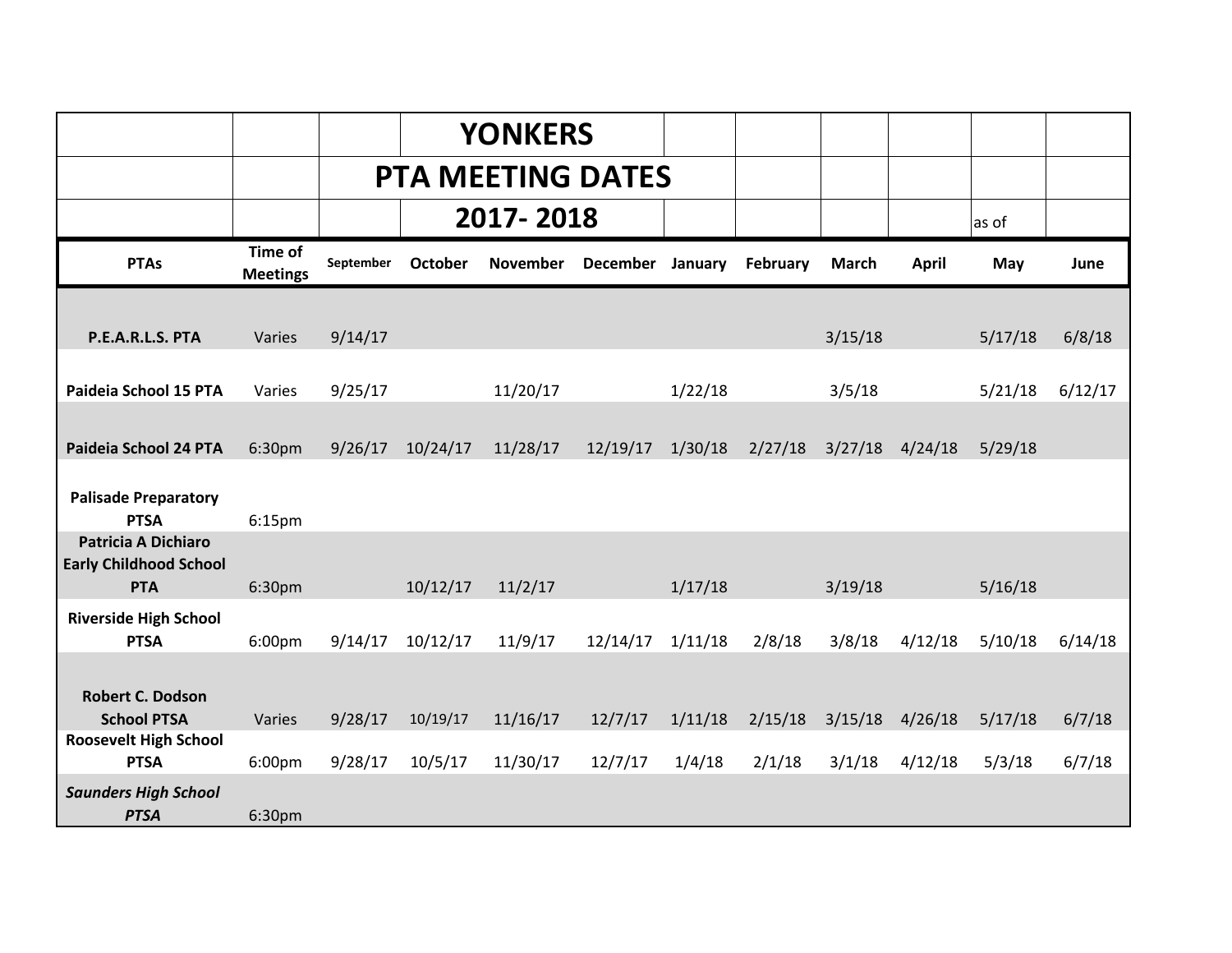# YONKERS

## PTA MEETING DATES

## 2017- 2018

as of

| PTAs | Time of Meetings | September | October | November | December | January | February | March | April | May | June |
|---|---|---|---|---|---|---|---|---|---|---|---|
| **P.E.A.R.L.S. PTA** | Varies | 9/14/17 | | | | | | 3/15/18 | | 5/17/18 | 6/8/18 |
| **Paideia School 15 PTA** | Varies | 9/25/17 | | 11/20/17 | | 1/22/18 | | 3/5/18 | | 5/21/18 | 6/12/17 |
| **Paideia School 24 PTA** | 6:30pm | 9/26/17 | 10/24/17 | 11/28/17 | 12/19/17 | 1/30/18 | 2/27/18 | 3/27/18 | 4/24/18 | 5/29/18 | |
| **Palisade Preparatory PTSA** | 6:15pm | | | | | | | | | | |
| **Patricia A Dichiaro Early Childhood School PTA** | 6:30pm | | 10/12/17 | 11/2/17 | | 1/17/18 | | 3/19/18 | | 5/16/18 | |
| **Riverside High School PTSA** | 6:00pm | 9/14/17 | 10/12/17 | 11/9/17 | 12/14/17 | 1/11/18 | 2/8/18 | 3/8/18 | 4/12/18 | 5/10/18 | 6/14/18 |
| **Robert C. Dodson School PTSA** | Varies | 9/28/17 | 10/19/17 | 11/16/17 | 12/7/17 | 1/11/18 | 2/15/18 | 3/15/18 | 4/26/18 | 5/17/18 | 6/7/18 |
| **Roosevelt High School PTSA** | 6:00pm | 9/28/17 | 10/5/17 | 11/30/17 | 12/7/17 | 1/4/18 | 2/1/18 | 3/1/18 | 4/12/18 | 5/3/18 | 6/7/18 |
| ***Saunders High School PTSA*** | 6:30pm | | | | | | | | | | |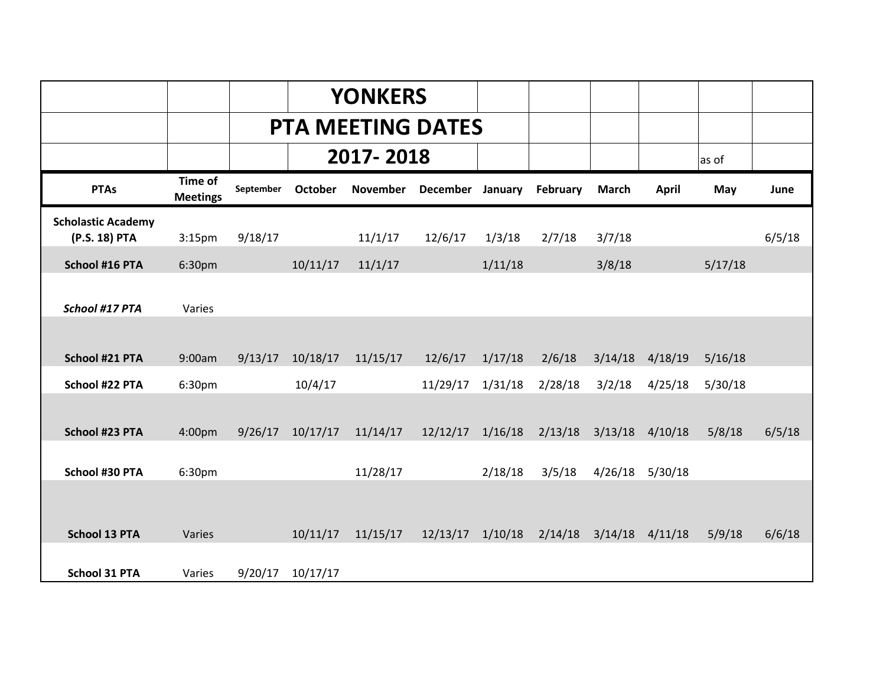# YONKERS

## PTA MEETING DATES

## 2017- 2018

as of

| PTAs | Time of Meetings | September | October | November | December | January | February | March | April | May | June |
|---|---|---|---|---|---|---|---|---|---|---|---|
| **Scholastic Academy (P.S. 18) PTA** | 3:15pm | 9/18/17 | | 11/1/17 | 12/6/17 | 1/3/18 | 2/7/18 | 3/7/18 | | | 6/5/18 |
| **School #16 PTA** | 6:30pm | | 10/11/17 | 11/1/17 | | 1/11/18 | | 3/8/18 | | 5/17/18 | |
| ***School #17 PTA*** | Varies | | | | | | | | | | |
| **School #21 PTA** | 9:00am | 9/13/17 | 10/18/17 | 11/15/17 | 12/6/17 | 1/17/18 | 2/6/18 | 3/14/18 | 4/18/19 | 5/16/18 | |
| **School #22 PTA** | 6:30pm | | 10/4/17 | | 11/29/17 | 1/31/18 | 2/28/18 | 3/2/18 | 4/25/18 | 5/30/18 | |
| **School #23 PTA** | 4:00pm | 9/26/17 | 10/17/17 | 11/14/17 | 12/12/17 | 1/16/18 | 2/13/18 | 3/13/18 | 4/10/18 | 5/8/18 | 6/5/18 |
| **School #30 PTA** | 6:30pm | | | 11/28/17 | | 2/18/18 | 3/5/18 | 4/26/18 | 5/30/18 | | |
| **School 13 PTA** | Varies | | 10/11/17 | 11/15/17 | 12/13/17 | 1/10/18 | 2/14/18 | 3/14/18 | 4/11/18 | 5/9/18 | 6/6/18 |
| **School 31 PTA** | Varies | 9/20/17 | 10/17/17 | | | | | | | | |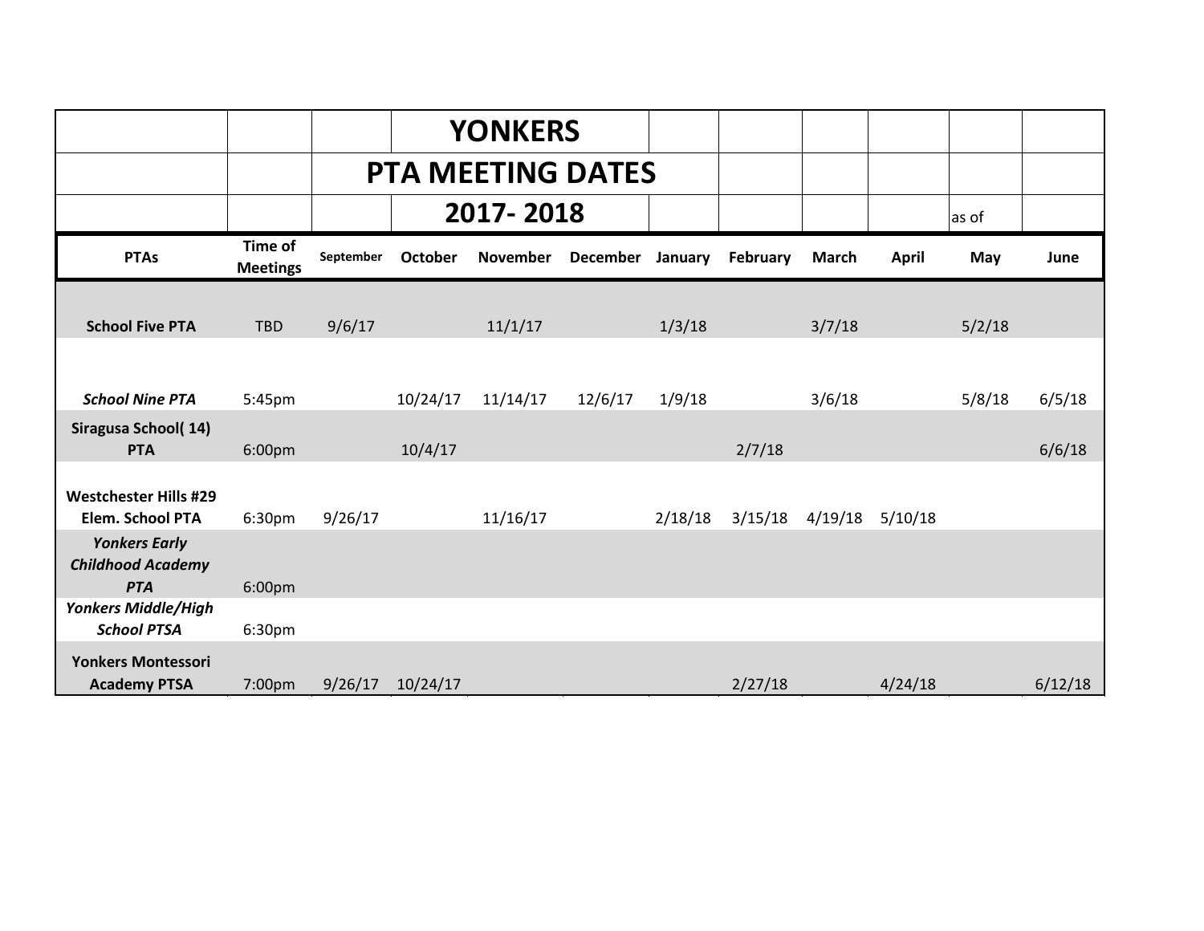# YONKERS

## PTA MEETING DATES

## 2017- 2018

as of

| PTAs | Time of Meetings | September | October | November | December | January | February | March | April | May | June |
|---|---|---|---|---|---|---|---|---|---|---|---|
| **School Five PTA** | TBD | 9/6/17 | | 11/1/17 | | 1/3/18 | | 3/7/18 | | 5/2/18 | |
| ***School Nine PTA*** | 5:45pm | | 10/24/17 | 11/14/17 | 12/6/17 | 1/9/18 | | 3/6/18 | | 5/8/18 | 6/5/18 |
| **Siragusa School( 14) PTA** | 6:00pm | | 10/4/17 | | | | 2/7/18 | | | | 6/6/18 |
| **Westchester Hills #29 Elem. School PTA** | 6:30pm | 9/26/17 | | 11/16/17 | | 2/18/18 | 3/15/18 | 4/19/18 | 5/10/18 | | |
| ***Yonkers Early Childhood Academy PTA*** | 6:00pm | | | | | | | | | | |
| ***Yonkers Middle/High School PTSA*** | 6:30pm | | | | | | | | | | |
| **Yonkers Montessori Academy PTSA** | 7:00pm | 9/26/17 | 10/24/17 | | | | 2/27/18 | | 4/24/18 | | 6/12/18 |